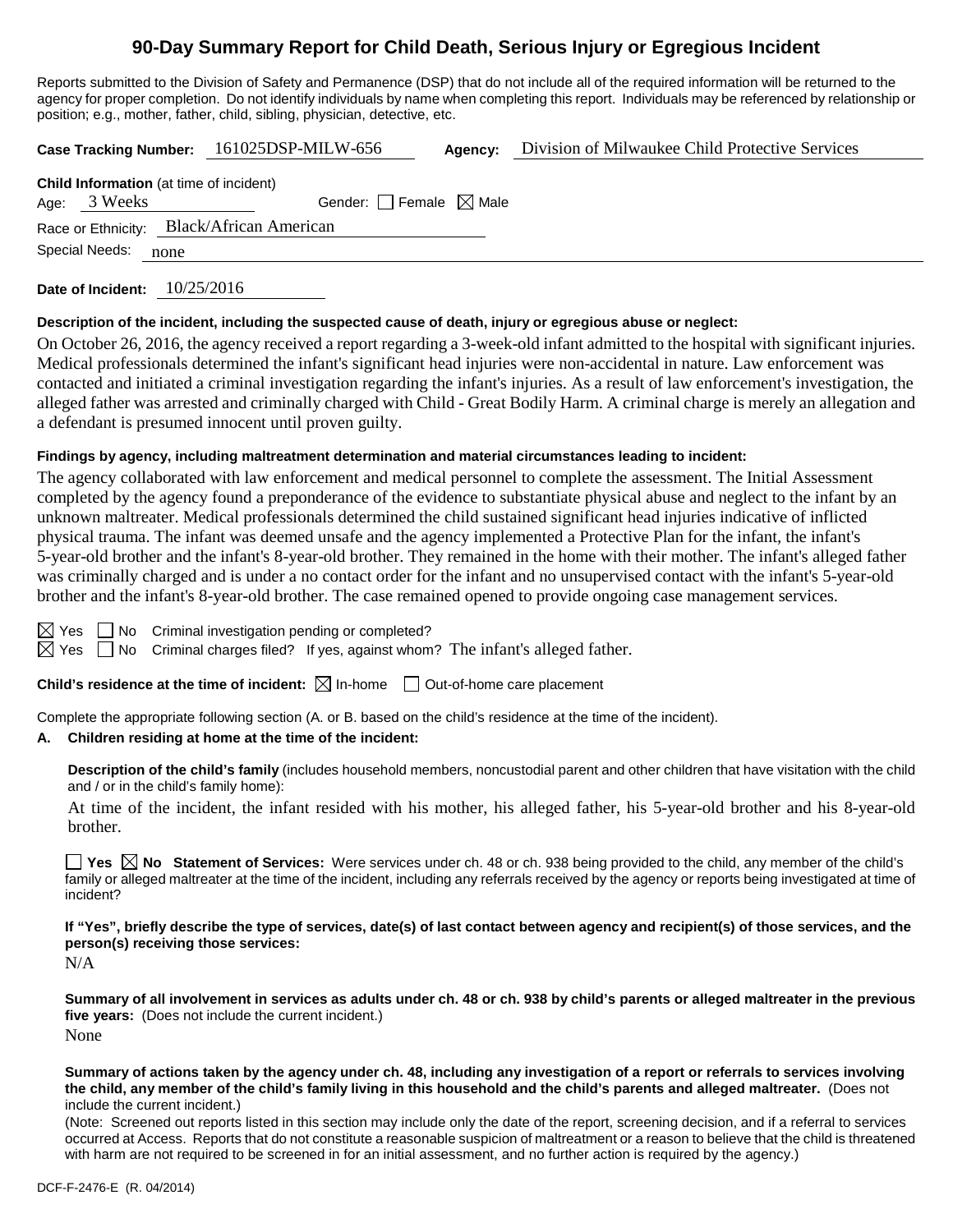# 90-Day Summary Report for Child Death, Serious Injury or Egregious Incident

Reports submitted to the Division of Safety and Permanence (DSP) that do not include all of the required information will be returned to the agency for proper completion. Do not identify individuals by name when completing this report. Individuals may be referenced by relationship or position; e.g., mother, father, child, sibling, physician, detective, etc.

**Case Tracking Number:** 161025DSP-MILW-656 **Agency:** Division of Milwaukee Child Protective Services

**Child Information** (at time of incident)

Age: 3 Weeks Gender: ☐ Female ☒ Male

Race or Ethnicity: Black/African American

Special Needs: none

**Date of Incident:** 10/25/2016

**Description of the incident, including the suspected cause of death, injury or egregious abuse or neglect:**

On October 26, 2016, the agency received a report regarding a 3-week-old infant admitted to the hospital with significant injuries. Medical professionals determined the infant's significant head injuries were non-accidental in nature. Law enforcement was contacted and initiated a criminal investigation regarding the infant's injuries. As a result of law enforcement's investigation, the alleged father was arrested and criminally charged with Child - Great Bodily Harm. A criminal charge is merely an allegation and a defendant is presumed innocent until proven guilty.

**Findings by agency, including maltreatment determination and material circumstances leading to incident:**

The agency collaborated with law enforcement and medical personnel to complete the assessment. The Initial Assessment completed by the agency found a preponderance of the evidence to substantiate physical abuse and neglect to the infant by an unknown maltreater. Medical professionals determined the child sustained significant head injuries indicative of inflicted physical trauma. The infant was deemed unsafe and the agency implemented a Protective Plan for the infant, the infant's 5-year-old brother and the infant's 8-year-old brother. They remained in the home with their mother. The infant's alleged father was criminally charged and is under a no contact order for the infant and no unsupervised contact with the infant's 5-year-old brother and the infant's 8-year-old brother. The case remained opened to provide ongoing case management services.

☒ Yes ☐ No Criminal investigation pending or completed?

☒ Yes ☐ No Criminal charges filed? If yes, against whom? The infant's alleged father.

**Child's residence at the time of incident:** ☒ In-home ☐ Out-of-home care placement

Complete the appropriate following section (A. or B. based on the child's residence at the time of the incident).

**A. Children residing at home at the time of the incident:**

**Description of the child's family** (includes household members, noncustodial parent and other children that have visitation with the child and / or in the child's family home):

At time of the incident, the infant resided with his mother, his alleged father, his 5-year-old brother and his 8-year-old brother.

☐ **Yes** ☒ **No Statement of Services:** Were services under ch. 48 or ch. 938 being provided to the child, any member of the child's family or alleged maltreater at the time of the incident, including any referrals received by the agency or reports being investigated at time of incident?

**If "Yes", briefly describe the type of services, date(s) of last contact between agency and recipient(s) of those services, and the person(s) receiving those services:**

N/A

**Summary of all involvement in services as adults under ch. 48 or ch. 938 by child's parents or alleged maltreater in the previous five years:** (Does not include the current incident.)

None

**Summary of actions taken by the agency under ch. 48, including any investigation of a report or referrals to services involving the child, any member of the child's family living in this household and the child's parents and alleged maltreater.** (Does not include the current incident.)

(Note: Screened out reports listed in this section may include only the date of the report, screening decision, and if a referral to services occurred at Access. Reports that do not constitute a reasonable suspicion of maltreatment or a reason to believe that the child is threatened with harm are not required to be screened in for an initial assessment, and no further action is required by the agency.)

DCF-F-2476-E (R. 04/2014)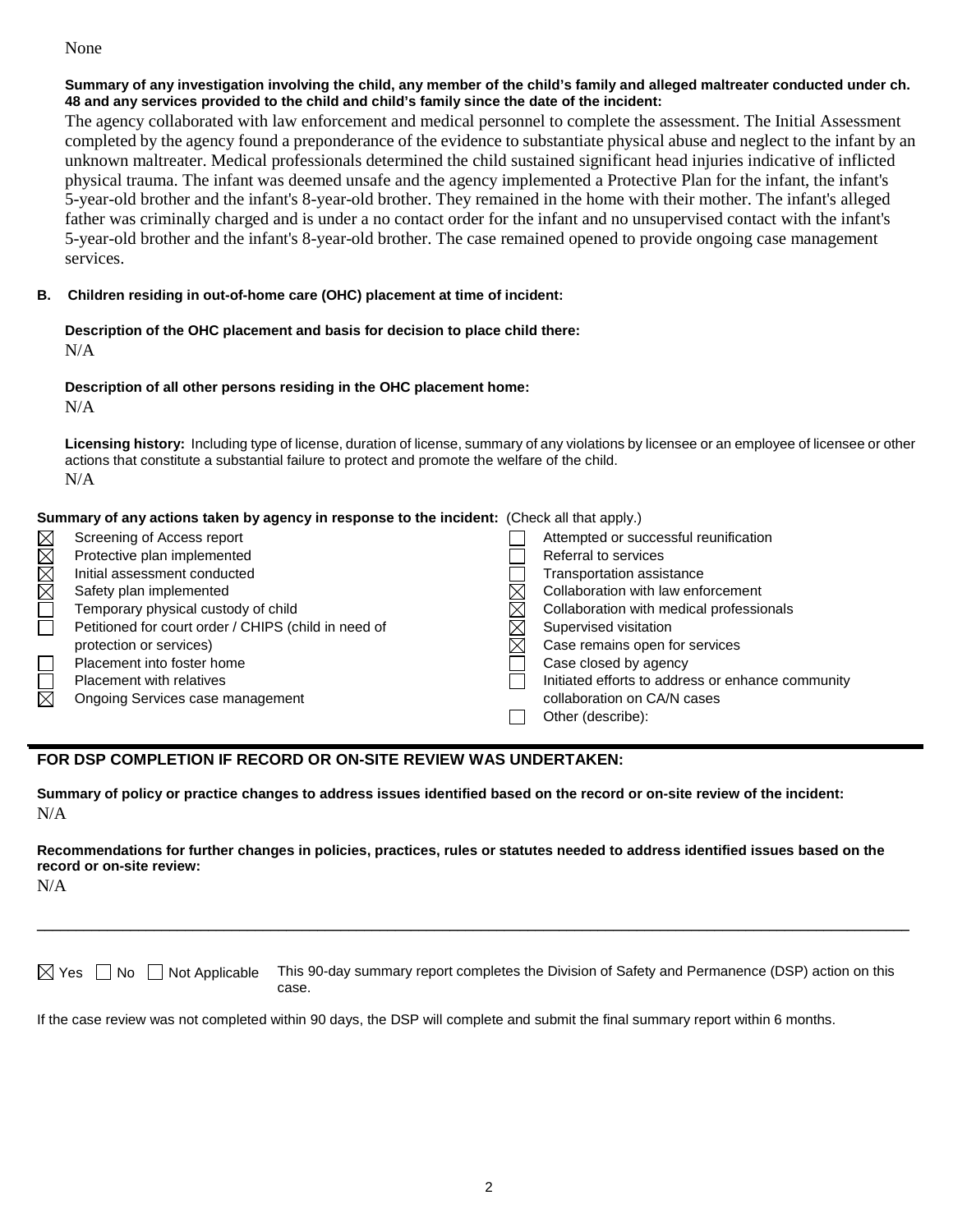None

**Summary of any investigation involving the child, any member of the child's family and alleged maltreater conducted under ch. 48 and any services provided to the child and child's family since the date of the incident:**

The agency collaborated with law enforcement and medical personnel to complete the assessment. The Initial Assessment completed by the agency found a preponderance of the evidence to substantiate physical abuse and neglect to the infant by an unknown maltreater. Medical professionals determined the child sustained significant head injuries indicative of inflicted physical trauma. The infant was deemed unsafe and the agency implemented a Protective Plan for the infant, the infant's 5-year-old brother and the infant's 8-year-old brother. They remained in the home with their mother. The infant's alleged father was criminally charged and is under a no contact order for the infant and no unsupervised contact with the infant's 5-year-old brother and the infant's 8-year-old brother. The case remained opened to provide ongoing case management services.

**B. Children residing in out-of-home care (OHC) placement at time of incident:**

**Description of the OHC placement and basis for decision to place child there:**
N/A

**Description of all other persons residing in the OHC placement home:**
N/A

**Licensing history:** Including type of license, duration of license, summary of any violations by licensee or an employee of licensee or other actions that constitute a substantial failure to protect and promote the welfare of the child.
N/A

**Summary of any actions taken by agency in response to the incident:** (Check all that apply.)

- ☒ Screening of Access report
- ☒ Protective plan implemented
- ☒ Initial assessment conducted
- ☒ Safety plan implemented
- ☐ Temporary physical custody of child
- ☐ Petitioned for court order / CHIPS (child in need of protection or services)
- ☐ Placement into foster home
- ☐ Placement with relatives
- ☒ Ongoing Services case management
- ☐ Attempted or successful reunification
- ☐ Referral to services
- ☐ Transportation assistance
- ☒ Collaboration with law enforcement
- ☒ Collaboration with medical professionals
- ☒ Supervised visitation
- ☒ Case remains open for services
- ☐ Case closed by agency
- ☐ Initiated efforts to address or enhance community collaboration on CA/N cases
- ☐ Other (describe):

## FOR DSP COMPLETION IF RECORD OR ON-SITE REVIEW WAS UNDERTAKEN:

**Summary of policy or practice changes to address issues identified based on the record or on-site review of the incident:**
N/A

**Recommendations for further changes in policies, practices, rules or statutes needed to address identified issues based on the record or on-site review:**
N/A

---

☒ Yes ☐ No ☐ Not Applicable This 90-day summary report completes the Division of Safety and Permanence (DSP) action on this case.

If the case review was not completed within 90 days, the DSP will complete and submit the final summary report within 6 months.